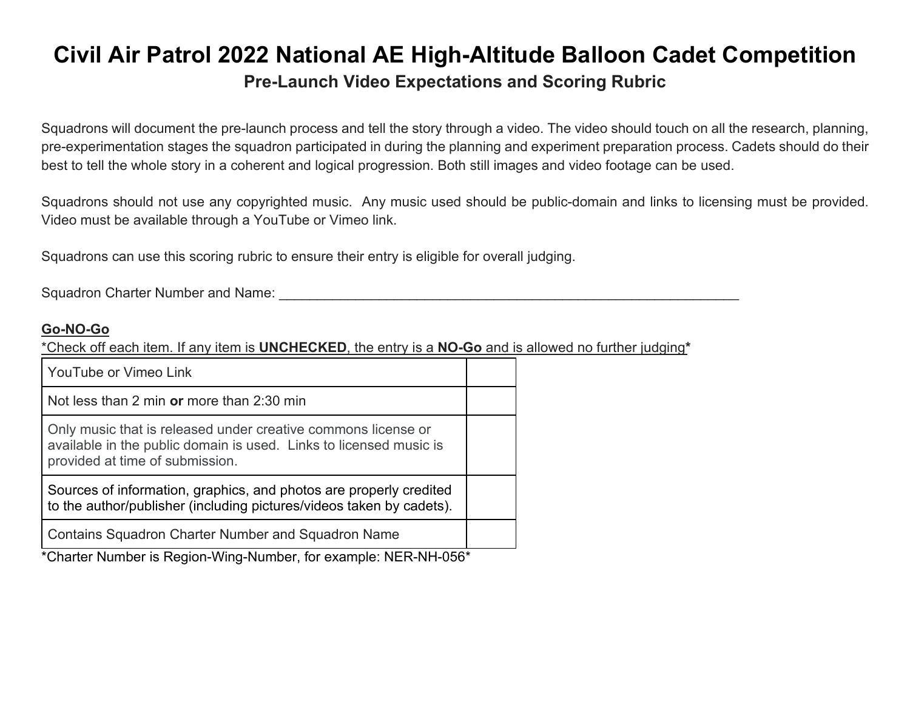# Civil Air Patrol 2022 National AE High-Altitude Balloon Cadet Competition

## Pre-Launch Video Expectations and Scoring Rubric

Squadrons will document the pre-launch process and tell the story through a video. The video should touch on all the research, planning, pre-experimentation stages the squadron participated in during the planning and experiment preparation process. Cadets should do their best to tell the whole story in a coherent and logical progression. Both still images and video footage can be used.

Squadrons should not use any copyrighted music. Any music used should be public-domain and links to licensing must be provided. Video must be available through a YouTube or Vimeo link.

Squadrons can use this scoring rubric to ensure their entry is eligible for overall judging.

Squadron Charter Number and Name: ______________________________________________________________

**Go-NO-Go**

*Check off each item. If any item is **UNCHECKED**, the entry is a **NO-Go** and is allowed no further judging*

| Item | |
|---|---|
| YouTube or Vimeo Link | |
| Not less than 2 min **or** more than 2:30 min | |
| Only music that is released under creative commons license or available in the public domain is used. Links to licensed music is provided at time of submission. | |
| Sources of information, graphics, and photos are properly credited to the author/publisher (including pictures/videos taken by cadets). | |
| Contains Squadron Charter Number and Squadron Name | |

*Charter Number is Region-Wing-Number, for example: NER-NH-056*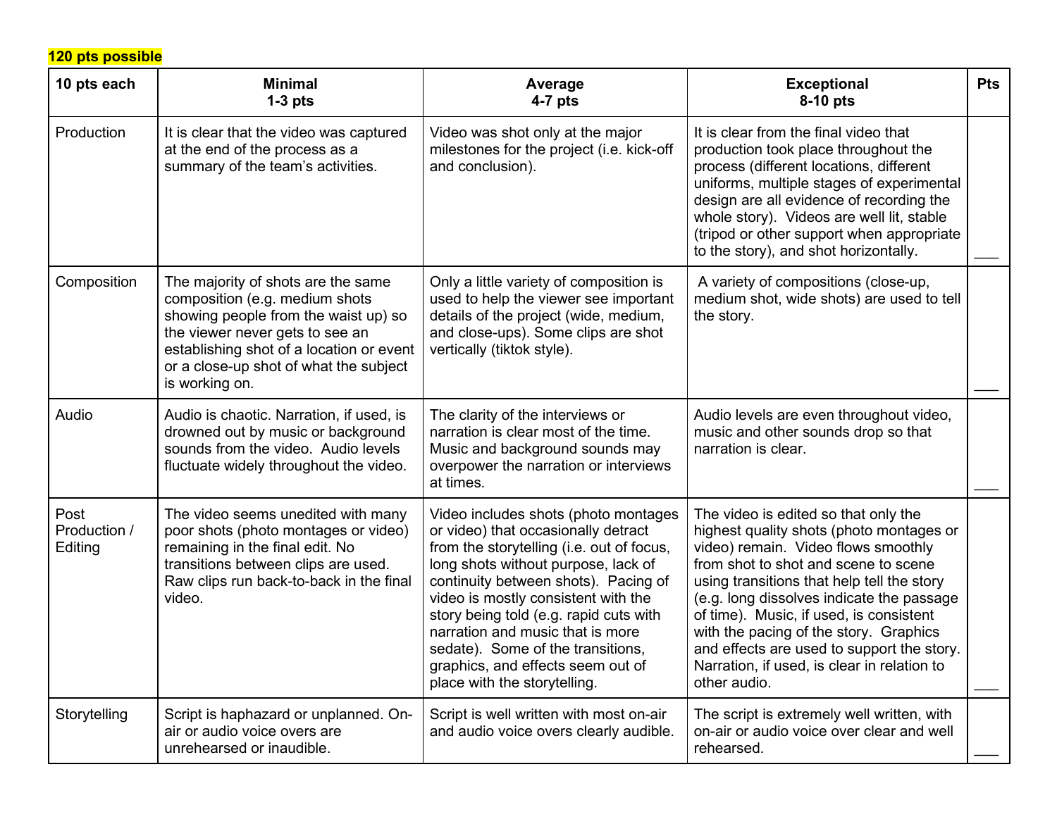**120 pts possible**

| 10 pts each | Minimal<br>1-3 pts | Average<br>4-7 pts | Exceptional<br>8-10 pts | Pts |
|---|---|---|---|---|
| Production | It is clear that the video was captured at the end of the process as a summary of the team's activities. | Video was shot only at the major milestones for the project (i.e. kick-off and conclusion). | It is clear from the final video that production took place throughout the process (different locations, different uniforms, multiple stages of experimental design are all evidence of recording the whole story). Videos are well lit, stable (tripod or other support when appropriate to the story), and shot horizontally. | ___ |
| Composition | The majority of shots are the same composition (e.g. medium shots showing people from the waist up) so the viewer never gets to see an establishing shot of a location or event or a close-up shot of what the subject is working on. | Only a little variety of composition is used to help the viewer see important details of the project (wide, medium, and close-ups). Some clips are shot vertically (tiktok style). | A variety of compositions (close-up, medium shot, wide shots) are used to tell the story. | ___ |
| Audio | Audio is chaotic. Narration, if used, is drowned out by music or background sounds from the video. Audio levels fluctuate widely throughout the video. | The clarity of the interviews or narration is clear most of the time. Music and background sounds may overpower the narration or interviews at times. | Audio levels are even throughout video, music and other sounds drop so that narration is clear. | ___ |
| Post Production / Editing | The video seems unedited with many poor shots (photo montages or video) remaining in the final edit. No transitions between clips are used. Raw clips run back-to-back in the final video. | Video includes shots (photo montages or video) that occasionally detract from the storytelling (i.e. out of focus, long shots without purpose, lack of continuity between shots). Pacing of video is mostly consistent with the story being told (e.g. rapid cuts with narration and music that is more sedate). Some of the transitions, graphics, and effects seem out of place with the storytelling. | The video is edited so that only the highest quality shots (photo montages or video) remain. Video flows smoothly from shot to shot and scene to scene using transitions that help tell the story (e.g. long dissolves indicate the passage of time). Music, if used, is consistent with the pacing of the story. Graphics and effects are used to support the story. Narration, if used, is clear in relation to other audio. | ___ |
| Storytelling | Script is haphazard or unplanned. On-air or audio voice overs are unrehearsed or inaudible. | Script is well written with most on-air and audio voice overs clearly audible. | The script is extremely well written, with on-air or audio voice over clear and well rehearsed. | ___ |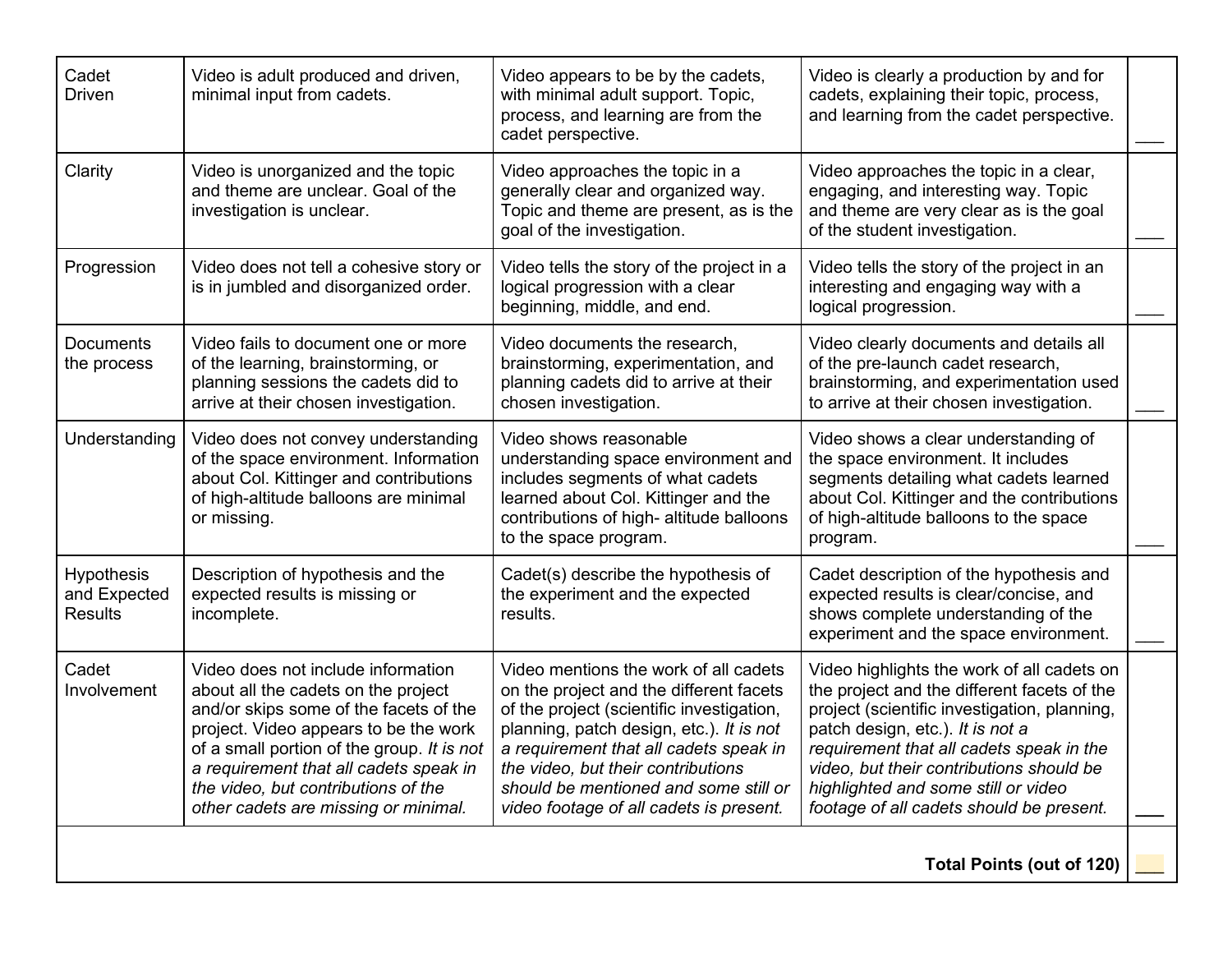| | | | | |
|---|---|---|---|---|
| Cadet Driven | Video is adult produced and driven, minimal input from cadets. | Video appears to be by the cadets, with minimal adult support. Topic, process, and learning are from the cadet perspective. | Video is clearly a production by and for cadets, explaining their topic, process, and learning from the cadet perspective. | ___ |
| Clarity | Video is unorganized and the topic and theme are unclear. Goal of the investigation is unclear. | Video approaches the topic in a generally clear and organized way. Topic and theme are present, as is the goal of the investigation. | Video approaches the topic in a clear, engaging, and interesting way. Topic and theme are very clear as is the goal of the student investigation. | ___ |
| Progression | Video does not tell a cohesive story or is in jumbled and disorganized order. | Video tells the story of the project in a logical progression with a clear beginning, middle, and end. | Video tells the story of the project in an interesting and engaging way with a logical progression. | ___ |
| Documents the process | Video fails to document one or more of the learning, brainstorming, or planning sessions the cadets did to arrive at their chosen investigation. | Video documents the research, brainstorming, experimentation, and planning cadets did to arrive at their chosen investigation. | Video clearly documents and details all of the pre-launch cadet research, brainstorming, and experimentation used to arrive at their chosen investigation. | ___ |
| Understanding | Video does not convey understanding of the space environment. Information about Col. Kittinger and contributions of high-altitude balloons are minimal or missing. | Video shows reasonable understanding space environment and includes segments of what cadets learned about Col. Kittinger and the contributions of high- altitude balloons to the space program. | Video shows a clear understanding of the space environment. It includes segments detailing what cadets learned about Col. Kittinger and the contributions of high-altitude balloons to the space program. | ___ |
| Hypothesis and Expected Results | Description of hypothesis and the expected results is missing or incomplete. | Cadet(s) describe the hypothesis of the experiment and the expected results. | Cadet description of the hypothesis and expected results is clear/concise, and shows complete understanding of the experiment and the space environment. | ___ |
| Cadet Involvement | Video does not include information about all the cadets on the project and/or skips some of the facets of the project. Video appears to be the work of a small portion of the group. *It is not a requirement that all cadets speak in the video, but contributions of the other cadets are missing or minimal.* | Video mentions the work of all cadets on the project and the different facets of the project (scientific investigation, planning, patch design, etc.). *It is not a requirement that all cadets speak in the video, but their contributions should be mentioned and some still or video footage of all cadets is present.* | Video highlights the work of all cadets on the project and the different facets of the project (scientific investigation, planning, patch design, etc.). *It is not a requirement that all cadets speak in the video, but their contributions should be highlighted and some still or video footage of all cadets should be present.* | ___ |
| | | | **Total Points (out of 120)** | ___ |